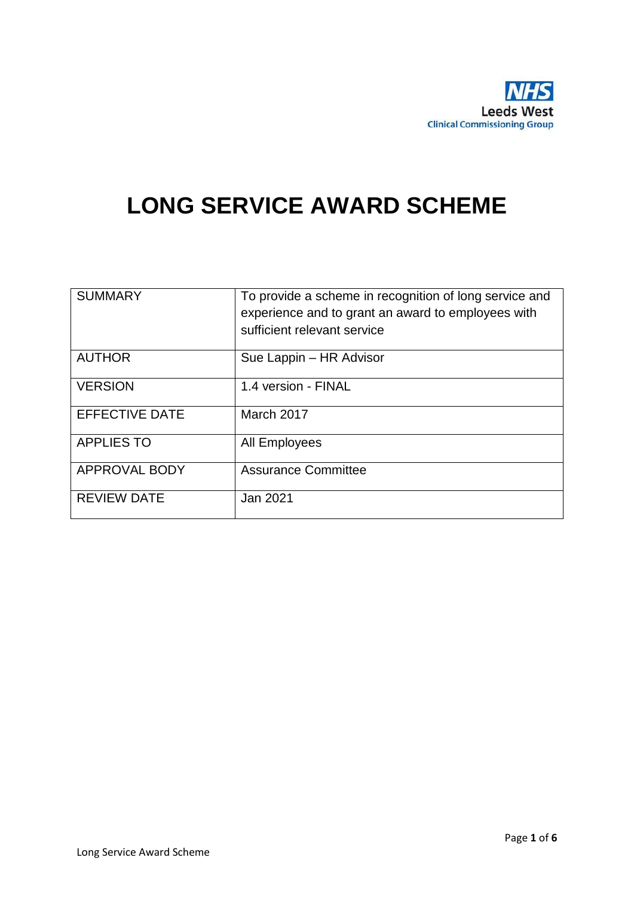NHS Leeds West Clinical Commissioning Group

# LONG SERVICE AWARD SCHEME

| SUMMARY | To provide a scheme in recognition of long service and experience and to grant an award to employees with sufficient relevant service |
|---|---|
| AUTHOR | Sue Lappin – HR Advisor |
| VERSION | 1.4 version - FINAL |
| EFFECTIVE DATE | March 2017 |
| APPLIES TO | All Employees |
| APPROVAL BODY | Assurance Committee |
| REVIEW DATE | Jan 2021 |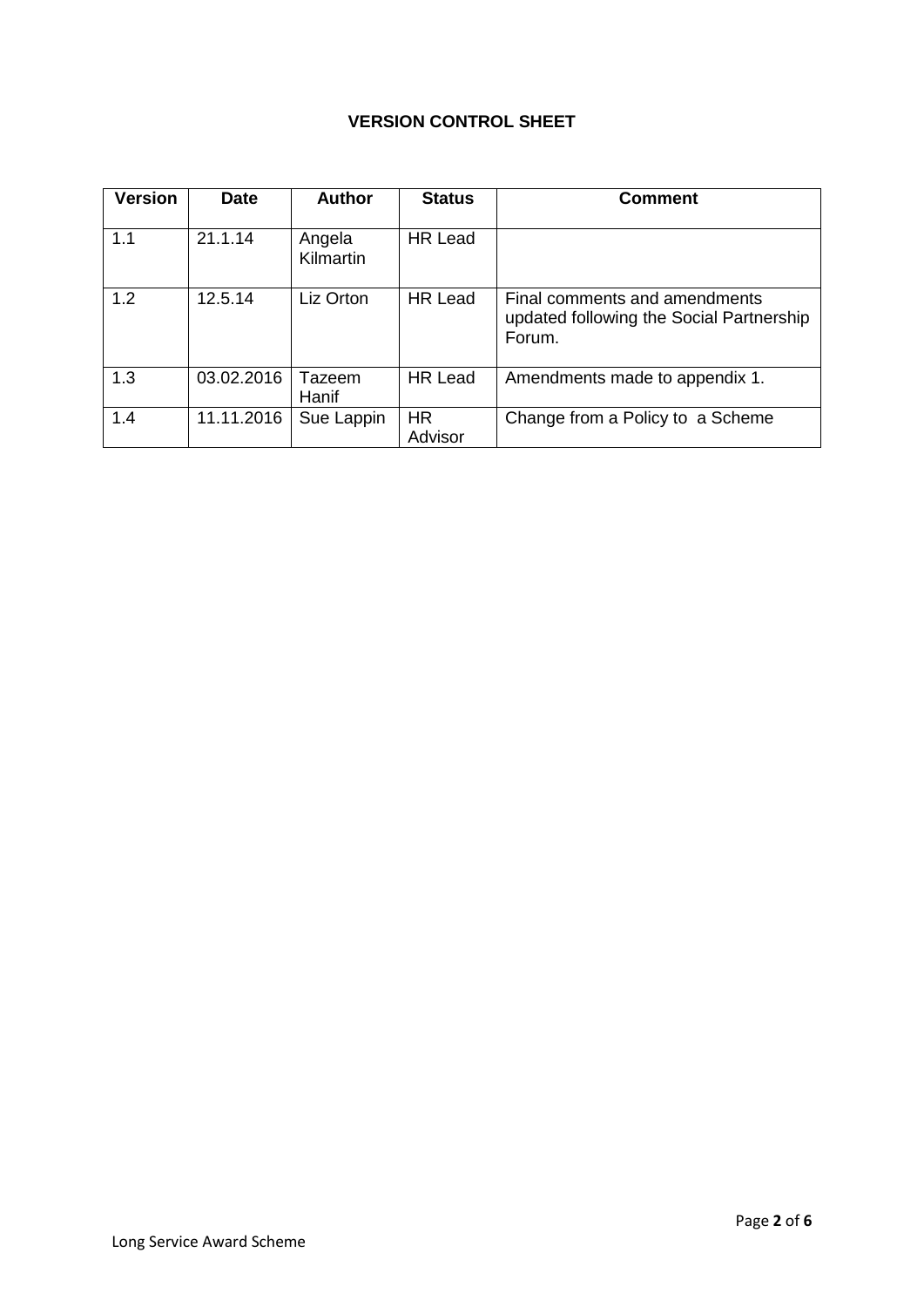**VERSION CONTROL SHEET**

| Version | Date | Author | Status | Comment |
|---|---|---|---|---|
| 1.1 | 21.1.14 | Angela Kilmartin | HR Lead | |
| 1.2 | 12.5.14 | Liz Orton | HR Lead | Final comments and amendments updated following the Social Partnership Forum. |
| 1.3 | 03.02.2016 | Tazeem Hanif | HR Lead | Amendments made to appendix 1. |
| 1.4 | 11.11.2016 | Sue Lappin | HR Advisor | Change from a Policy to a Scheme |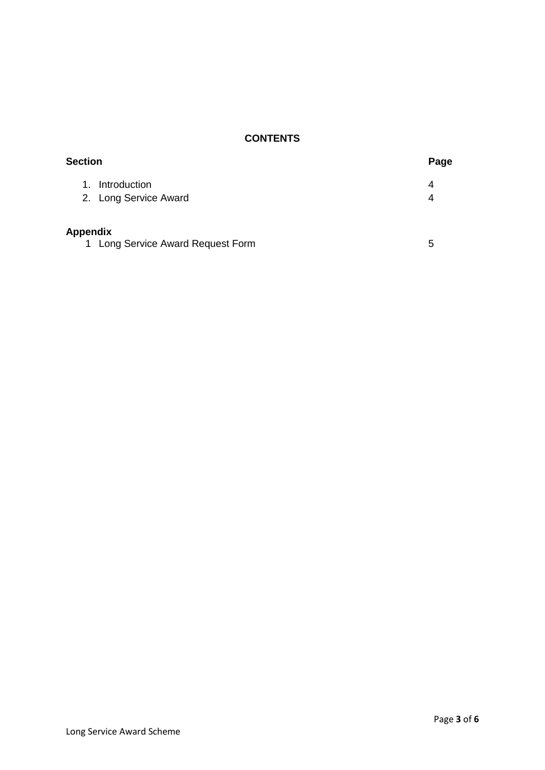**CONTENTS**

| Section | Page |
| --- | --- |
| 1. Introduction | 4 |
| 2. Long Service Award | 4 |
| **Appendix** | |
| 1 Long Service Award Request Form | 5 |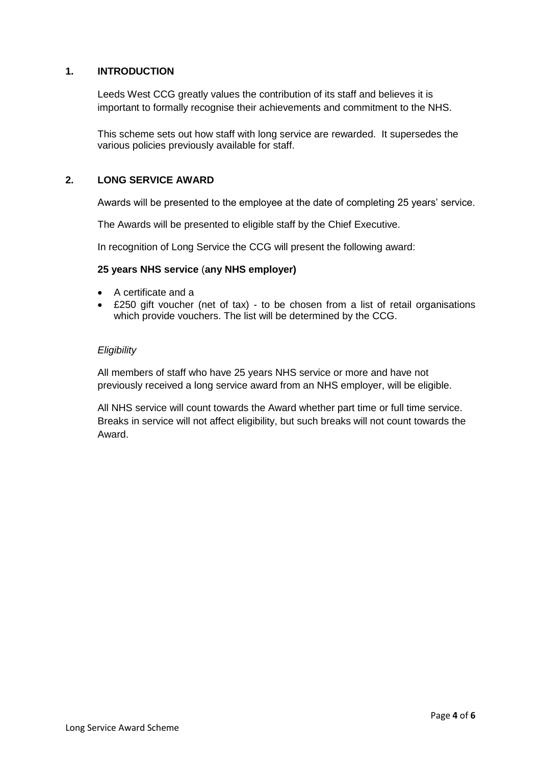## 1. INTRODUCTION

Leeds West CCG greatly values the contribution of its staff and believes it is important to formally recognise their achievements and commitment to the NHS.

This scheme sets out how staff with long service are rewarded. It supersedes the various policies previously available for staff.

## 2. LONG SERVICE AWARD

Awards will be presented to the employee at the date of completing 25 years' service.

The Awards will be presented to eligible staff by the Chief Executive.

In recognition of Long Service the CCG will present the following award:

**25 years NHS service (any NHS employer)**

- A certificate and a
- £250 gift voucher (net of tax) - to be chosen from a list of retail organisations which provide vouchers. The list will be determined by the CCG.

*Eligibility*

All members of staff who have 25 years NHS service or more and have not previously received a long service award from an NHS employer, will be eligible.

All NHS service will count towards the Award whether part time or full time service. Breaks in service will not affect eligibility, but such breaks will not count towards the Award.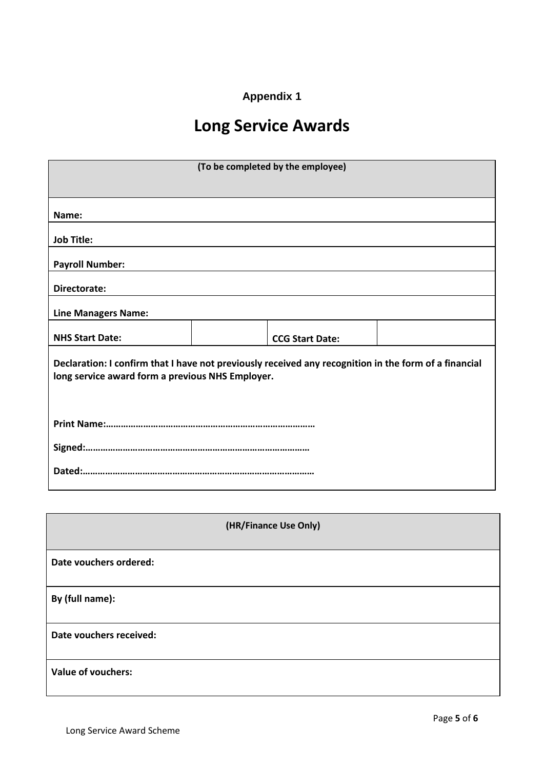**Appendix 1**

# Long Service Awards

| (To be completed by the employee) | | | |
|---|---|---|---|
| **Name:** | | | |
| **Job Title:** | | | |
| **Payroll Number:** | | | |
| **Directorate:** | | | |
| **Line Managers Name:** | | | |
| **NHS Start Date:** | | **CCG Start Date:** | |
| **Declaration: I confirm that I have not previously received any recognition in the form of a financial long service award form a previous NHS Employer.** <br><br> **Print Name:………………………………………………………………………** <br> **Signed:……………………………………………………………………………** <br> **Dated:………………………………………………………………………………** | | | |

| (HR/Finance Use Only) |
|---|
| **Date vouchers ordered:** |
| **By (full name):** |
| **Date vouchers received:** |
| **Value of vouchers:** |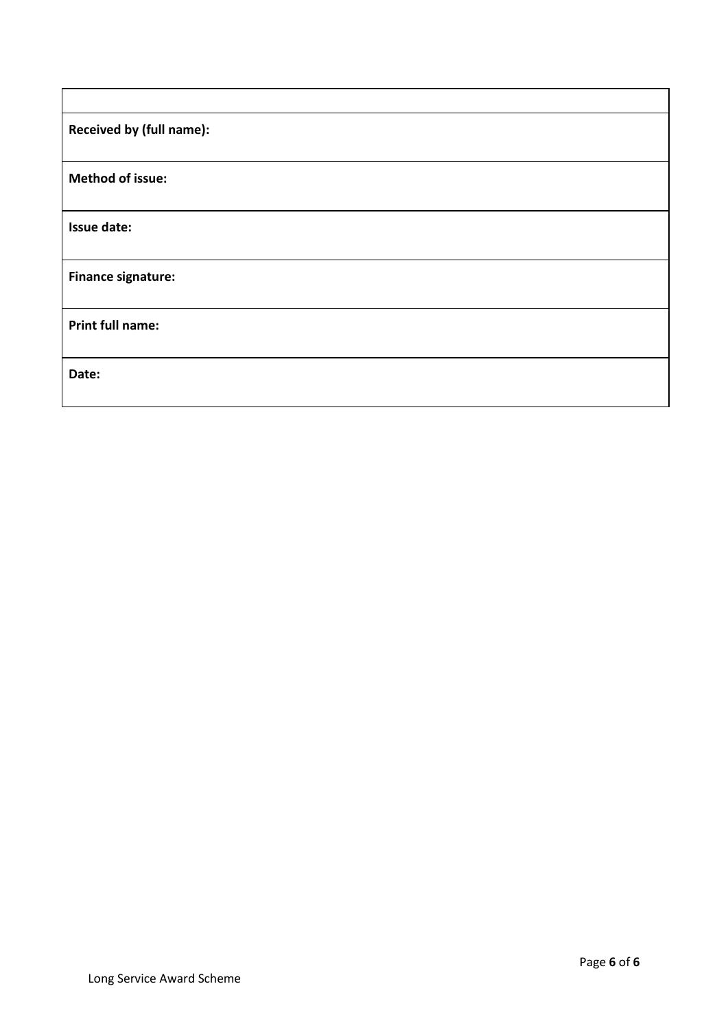| |
|---|
| **Received by (full name):** |
| **Method of issue:** |
| **Issue date:** |
| **Finance signature:** |
| **Print full name:** |
| **Date:** |